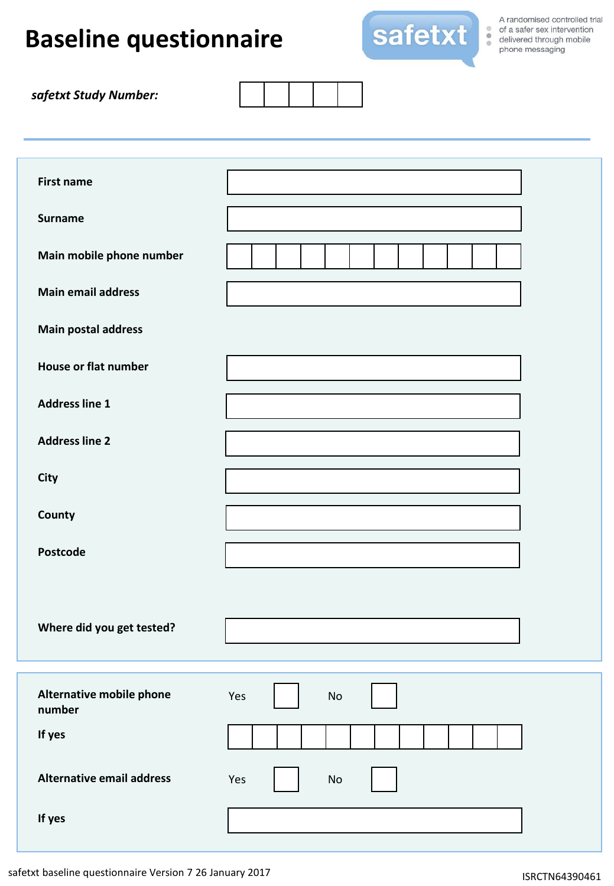# Baseline questionnaire

safetxt

A randomised controlled trial of a safer sex intervention delivered through mobile phone messaging

***safetxt Study Number:*** ☐☐☐☐☐

---

**First name** ____________________

**Surname** ____________________

**Main mobile phone number** ☐☐☐☐☐☐☐☐☐☐☐☐

**Main email address** ____________________

**Main postal address**

**House or flat number** ____________________

**Address line 1** ____________________

**Address line 2** ____________________

**City** ____________________

**County** ____________________

**Postcode** ____________________

**Where did you get tested?** ____________________

---

**Alternative mobile phone number** Yes ☐ No ☐

**If yes** ☐☐☐☐☐☐☐☐☐☐☐☐

**Alternative email address** Yes ☐ No ☐

**If yes** ____________________

safetxt baseline questionnaire Version 7 26 January 2017

ISRCTN64390461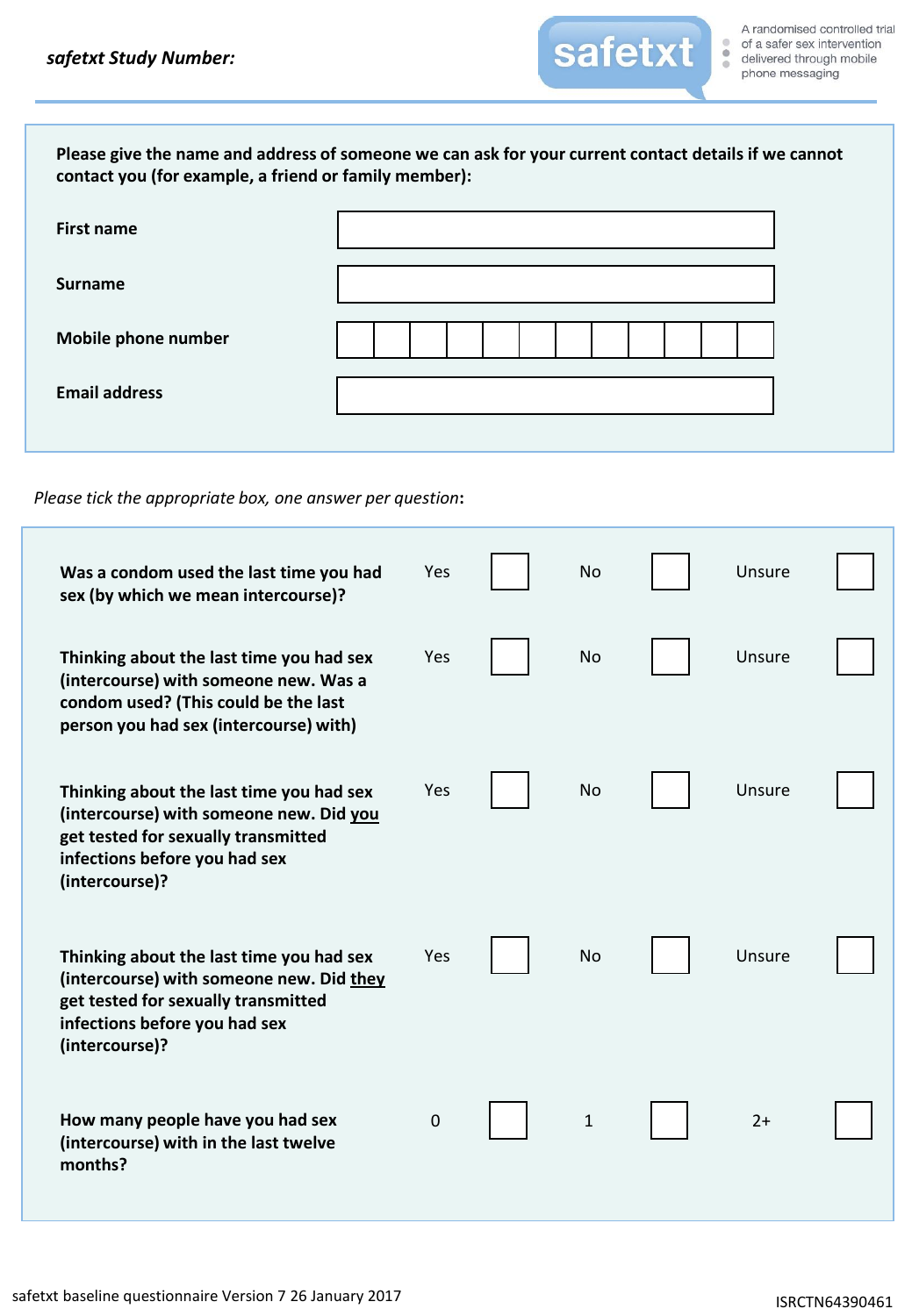***safetxt Study Number:***

safetxt — A randomised controlled trial of a safer sex intervention delivered through mobile phone messaging

**Please give the name and address of someone we can ask for your current contact details if we cannot contact you (for example, a friend or family member):**

| | |
|---|---|
| **First name** | ☐ |
| **Surname** | ☐ |
| **Mobile phone number** | ☐☐☐☐☐☐☐☐☐☐☐☐ |
| **Email address** | ☐ |

*Please tick the appropriate box, one answer per question*:

| Question | | | | | | |
|---|---|---|---|---|---|---|
| **Was a condom used the last time you had sex (by which we mean intercourse)?** | Yes | ☐ | No | ☐ | Unsure | ☐ |
| **Thinking about the last time you had sex (intercourse) with someone new. Was a condom used? (This could be the last person you had sex (intercourse) with)** | Yes | ☐ | No | ☐ | Unsure | ☐ |
| **Thinking about the last time you had sex (intercourse) with someone new. Did <u>you</u> get tested for sexually transmitted infections before you had sex (intercourse)?** | Yes | ☐ | No | ☐ | Unsure | ☐ |
| **Thinking about the last time you had sex (intercourse) with someone new. Did <u>they</u> get tested for sexually transmitted infections before you had sex (intercourse)?** | Yes | ☐ | No | ☐ | Unsure | ☐ |
| **How many people have you had sex (intercourse) with in the last twelve months?** | 0 | ☐ | 1 | ☐ | 2+ | ☐ |

safetxt baseline questionnaire Version 7 26 January 2017

ISRCTN64390461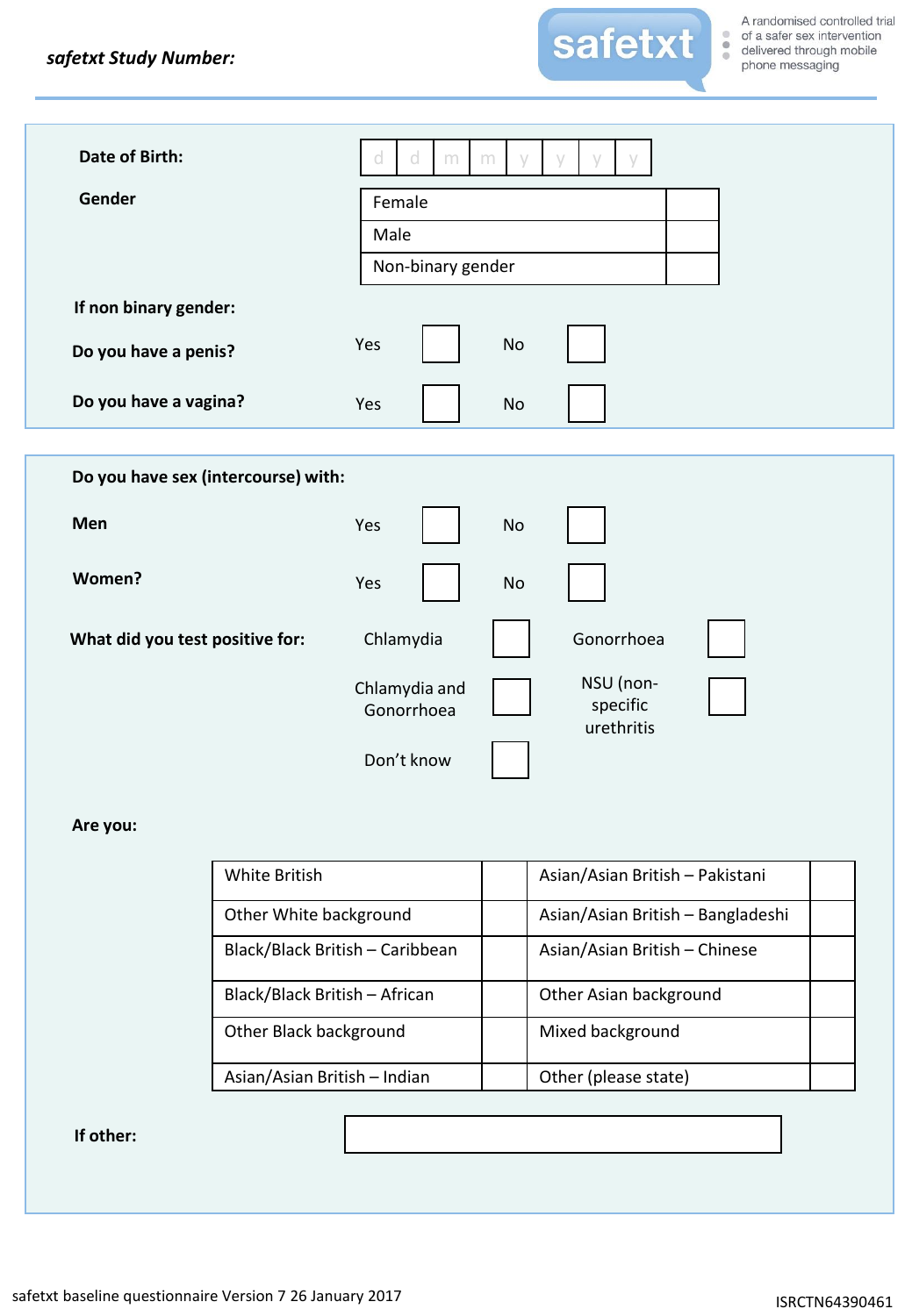***safetxt Study Number:***

A randomised controlled trial of a safer sex intervention delivered through mobile phone messaging

**Date of Birth:** d d m m y y y y

**Gender**

| Female | |
|---|---|
| Male | |
| Non-binary gender | |

**If non binary gender:**

**Do you have a penis?** Yes ☐ No ☐

**Do you have a vagina?** Yes ☐ No ☐

**Do you have sex (intercourse) with:**

**Men** Yes ☐ No ☐

**Women?** Yes ☐ No ☐

**What did you test positive for:**

Chlamydia ☐ Gonorrhoea ☐

Chlamydia and Gonorrhoea ☐ NSU (non-specific urethritis ☐

Don't know ☐

**Are you:**

| White British | | Asian/Asian British – Pakistani | |
|---|---|---|---|
| Other White background | | Asian/Asian British – Bangladeshi | |
| Black/Black British – Caribbean | | Asian/Asian British – Chinese | |
| Black/Black British – African | | Other Asian background | |
| Other Black background | | Mixed background | |
| Asian/Asian British – Indian | | Other (please state) | |

**If other:** ____________________

safetxt baseline questionnaire Version 7 26 January 2017

ISRCTN64390461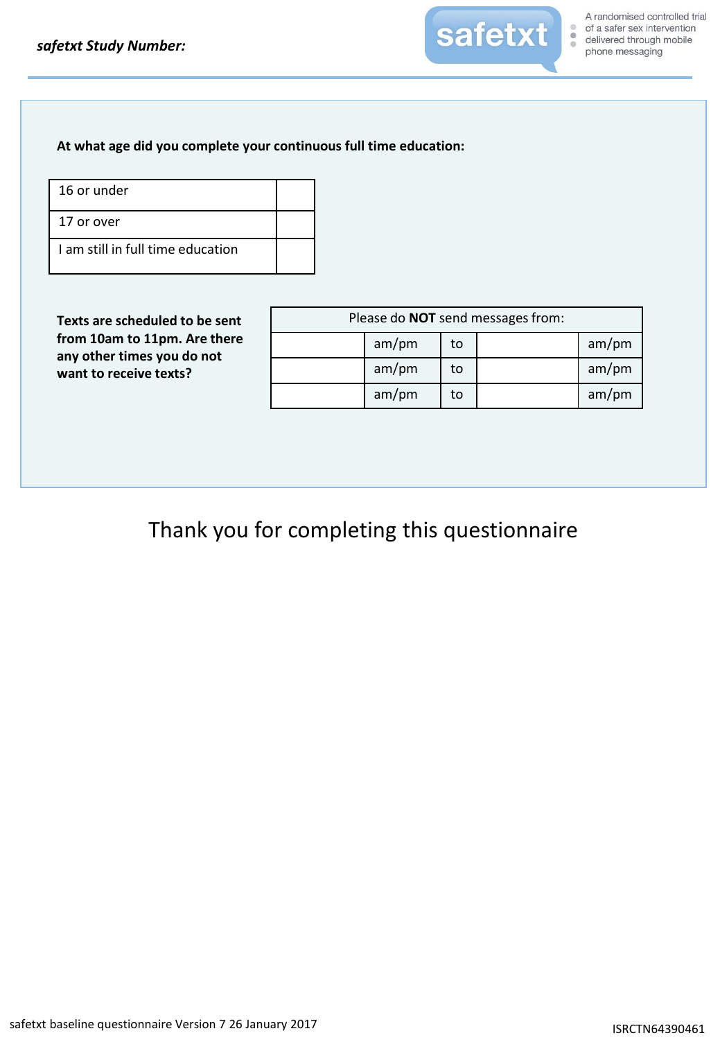**At what age did you complete your continuous full time education:**

| | |
|---|---|
| 16 or under | |
| 17 or over | |
| I am still in full time education | |

**Texts are scheduled to be sent from 10am to 11pm. Are there any other times you do not want to receive texts?**

| Please do **NOT** send messages from: | | | | |
|---|---|---|---|---|
| | am/pm | to | | am/pm |
| | am/pm | to | | am/pm |
| | am/pm | to | | am/pm |

# Thank you for completing this questionnaire